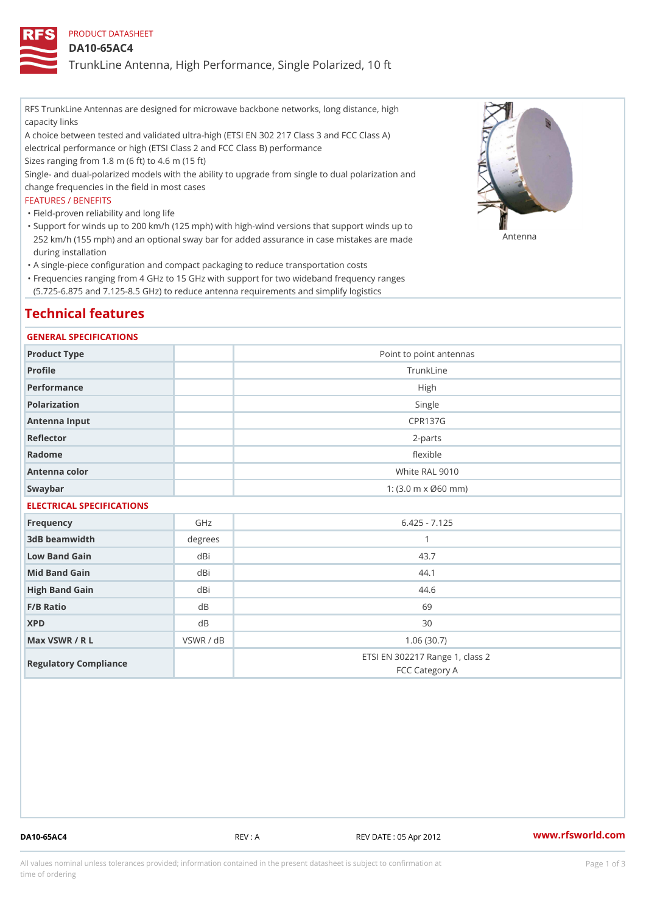PRODUCT DATASHEET

# DA10-65AC4

## TrunkLine Antenna, High Performance, Single Polarized, 10 ft

RFS TrunkLine Antennas are designed for microwave backbone networks, long distance, high capacity links

A choice between tested and validated ultra-high (ETSI EN 302 217 Class 3 and FCC Class A) electrical performance or high (ETSI Class 2 and FCC Class B) performance

Sizes ranging from 1.8 m (6 ft) to 4.6 m (15 ft)

Single- and dual-polarized models with the ability to upgrade from single to dual polarization and change frequencies in the field in most cases

FEATURES / BENEFITS

- Field-proven reliability and long life
- Support for winds up to 200 km/h (125 mph) with high-wind versions that support winds up to 252 km/h (155 mph) and an optional sway bar for added assurance in case mistakes are made during installation
- A single-piece configuration and compact packaging to reduce transportation costs
- Frequencies ranging from 4 GHz to 15 GHz with support for two wideband frequency ranges (5.725-6.875 and 7.125-8.5 GHz) to reduce antenna requirements and simplify logistics

Antenna

## Technical features

### GENERAL SPECIFICATIONS

| | | |
|---|---|---|
| Product Type | | Point to point antennas |
| Profile | | TrunkLine |
| Performance | | High |
| Polarization | | Single |
| Antenna Input | | CPR137G |
| Reflector | | 2-parts |
| Radome | | flexible |
| Antenna color | | White RAL 9010 |
| Swaybar | | 1: (3.0 m x Ø60 mm) |

### ELECTRICAL SPECIFICATIONS

| | | |
|---|---|---|
| Frequency | GHz | 6.425 - 7.125 |
| 3dB beamwidth | degrees | 1 |
| Low Band Gain | dBi | 43.7 |
| Mid Band Gain | dBi | 44.1 |
| High Band Gain | dBi | 44.6 |
| F/B Ratio | dB | 69 |
| XPD | dB | 30 |
| Max VSWR / R L | VSWR / dB | 1.06 (30.7) |
| Regulatory Compliance | | ETSI EN 302217 Range 1, class 2<br>FCC Category A |

DA10-65AC4 REV : A REV DATE : 05 Apr 2012 www.rfsworld.com

All values nominal unless tolerances provided; information contained in the present datasheet is subject to confirmation at time of ordering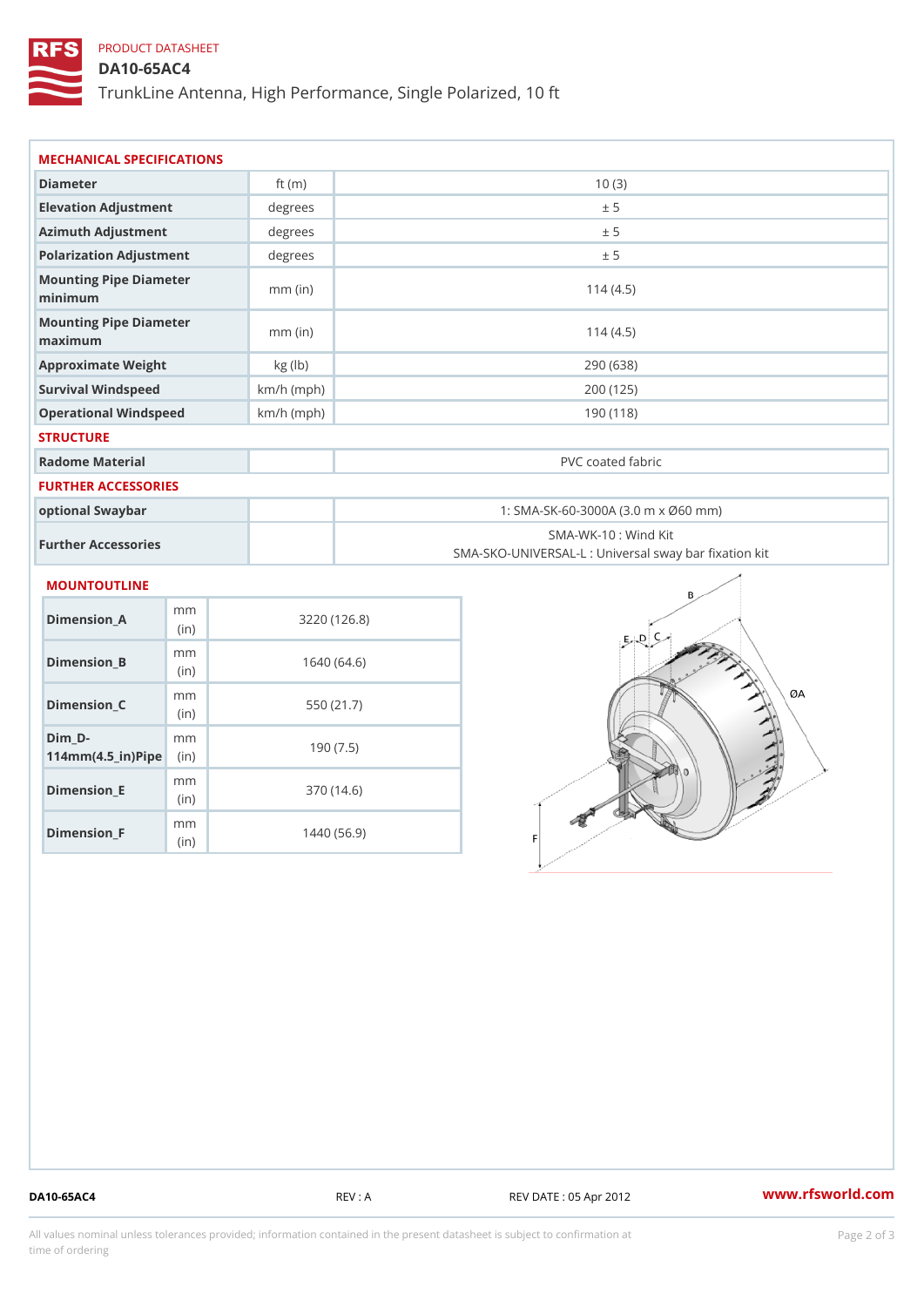PRODUCT DATASHEET

# DA10-65AC4

TrunkLine Antenna, High Performance, Single Polarized, 10 ft

## MECHANICAL SPECIFICATIONS

| | | |
|---|---|---|
| Diameter | ft (m) | 10 (3) |
| Elevation Adjustment | degrees | ± 5 |
| Azimuth Adjustment | degrees | ± 5 |
| Polarization Adjustment | degrees | ± 5 |
| Mounting Pipe Diameter minimum | mm (in) | 114 (4.5) |
| Mounting Pipe Diameter maximum | mm (in) | 114 (4.5) |
| Approximate Weight | kg (lb) | 290 (638) |
| Survival Windspeed | km/h (mph) | 200 (125) |
| Operational Windspeed | km/h (mph) | 190 (118) |

## STRUCTURE

| | | |
|---|---|---|
| Radome Material | | PVC coated fabric |

## FURTHER ACCESSORIES

| | | |
|---|---|---|
| optional Swaybar | | 1: SMA-SK-60-3000A (3.0 m x Ø60 mm) |
| Further Accessories | | SMA-WK-10 : Wind Kit<br>SMA-SKO-UNIVERSAL-L : Universal sway bar fixation kit |

## MOUNTOUTLINE

| | | |
|---|---|---|
| Dimension_A | mm (in) | 3220 (126.8) |
| Dimension_B | mm (in) | 1640 (64.6) |
| Dimension_C | mm (in) | 550 (21.7) |
| Dim_D-114mm(4.5_in)Pipe | mm (in) | 190 (7.5) |
| Dimension_E | mm (in) | 370 (14.6) |
| Dimension_F | mm (in) | 1440 (56.9) |

DA10-65AC4 REV : A REV DATE : 05 Apr 2012 www.rfsworld.com

All values nominal unless tolerances provided; information contained in the present datasheet is subject to confirmation at time of ordering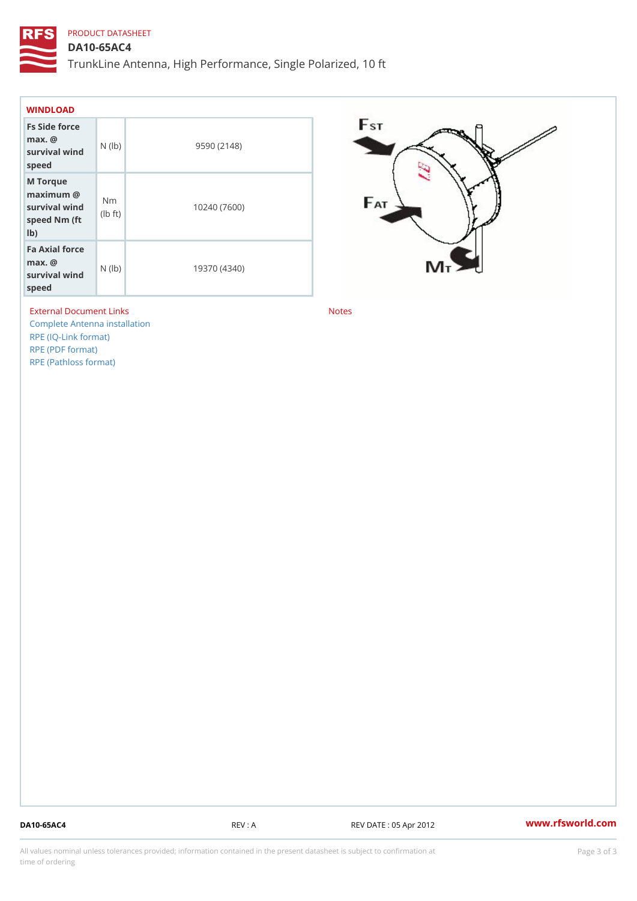PRODUCT DATASHEET

# DA10-65AC4

TrunkLine Antenna, High Performance, Single Polarized, 10 ft

## WINDLOAD

| | | |
|---|---|---|
| Fs Side force max. @ survival wind speed | N (lb) | 9590 (2148) |
| M Torque maximum @ survival wind speed Nm (ft lb) | Nm (lb ft) | 10240 (7600) |
| Fa Axial force max. @ survival wind speed | N (lb) | 19370 (4340) |

FST

FAT

MT

External Document Links

Complete Antenna installation

RPE (IQ-Link format)

RPE (PDF format)

RPE (Pathloss format)

Notes

DA10-65AC4 REV : A REV DATE : 05 Apr 2012 www.rfsworld.com

All values nominal unless tolerances provided; information contained in the present datasheet is subject to confirmation at time of ordering